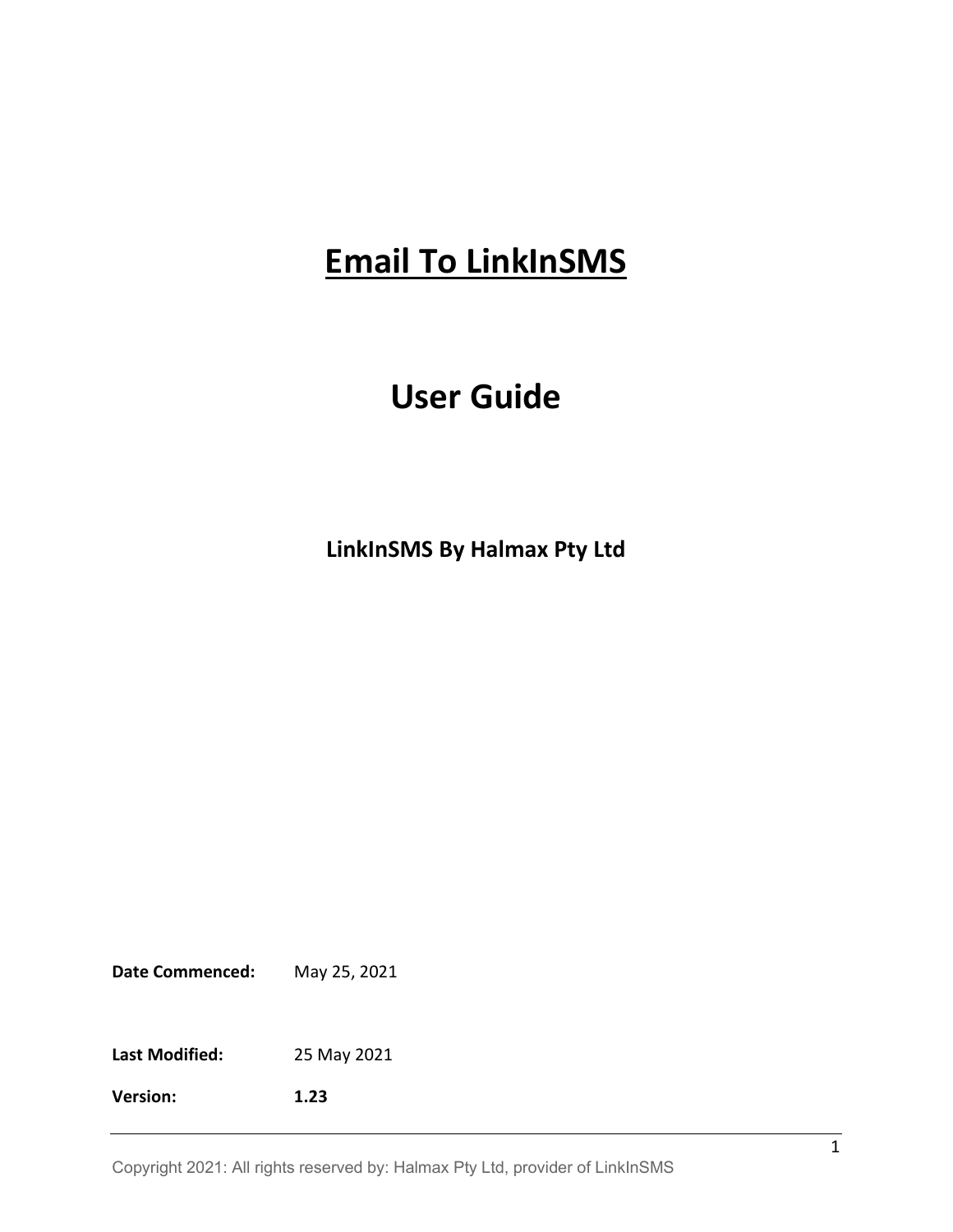# Email To LinkInSMS

# User Guide

**LinkInSMS By Halmax Pty Ltd**

**Date Commenced:** May 25, 2021

**Last Modified:** 25 May 2021

**Version:** **1.23**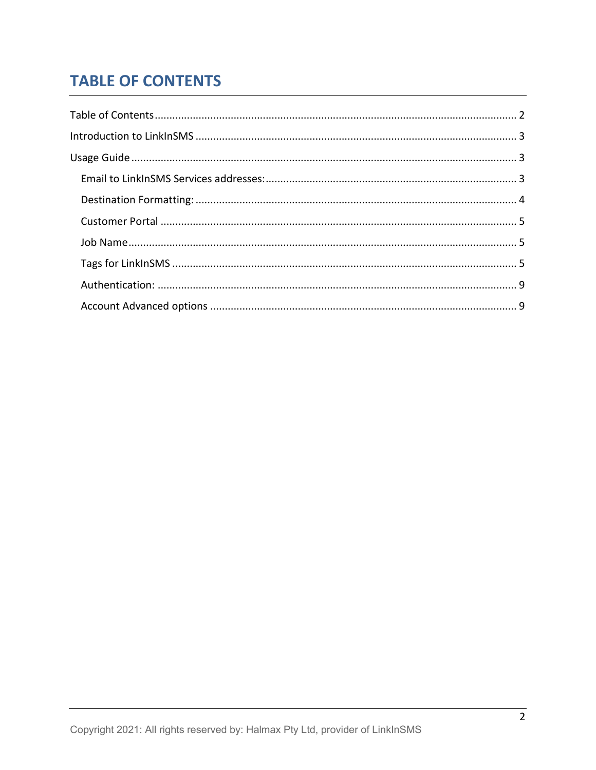# TABLE OF CONTENTS

Table of Contents ........................................................................................................................ 2

Introduction to LinkInSMS ........................................................................................................... 3

Usage Guide ................................................................................................................................. 3

- Email to LinkInSMS Services addresses: .................................................................................... 3
- Destination Formatting: ........................................................................................................... 4
- Customer Portal ....................................................................................................................... 5
- Job Name .................................................................................................................................. 5
- Tags for LinkInSMS .................................................................................................................... 5
- Authentication: ......................................................................................................................... 9
- Account Advanced options ....................................................................................................... 9

Copyright 2021: All rights reserved by: Halmax Pty Ltd, provider of LinkInSMS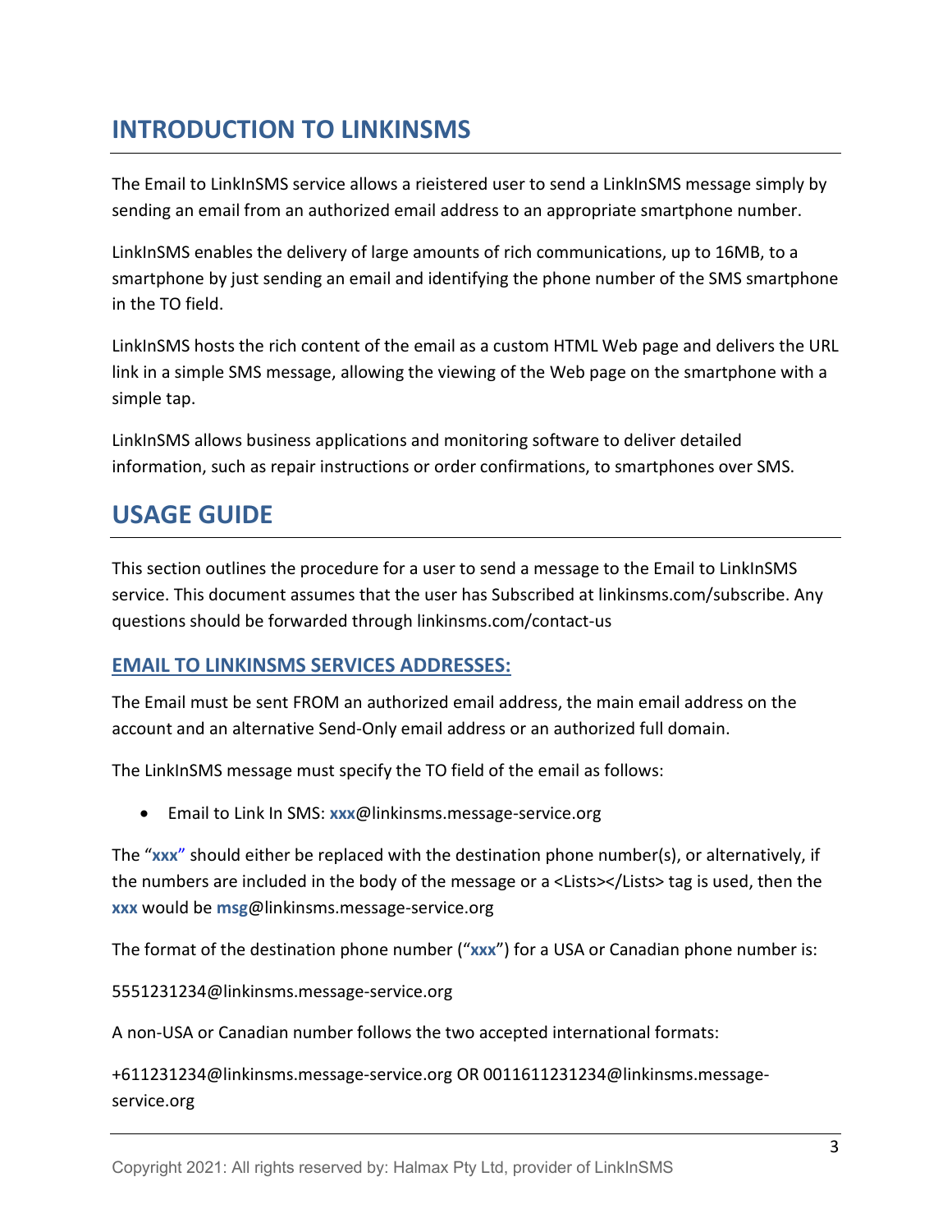# INTRODUCTION TO LINKINSMS

The Email to LinkInSMS service allows a rieistered user to send a LinkInSMS message simply by sending an email from an authorized email address to an appropriate smartphone number.

LinkInSMS enables the delivery of large amounts of rich communications, up to 16MB, to a smartphone by just sending an email and identifying the phone number of the SMS smartphone in the TO field.

LinkInSMS hosts the rich content of the email as a custom HTML Web page and delivers the URL link in a simple SMS message, allowing the viewing of the Web page on the smartphone with a simple tap.

LinkInSMS allows business applications and monitoring software to deliver detailed information, such as repair instructions or order confirmations, to smartphones over SMS.

# USAGE GUIDE

This section outlines the procedure for a user to send a message to the Email to LinkInSMS service. This document assumes that the user has Subscribed at linkinsms.com/subscribe. Any questions should be forwarded through linkinsms.com/contact-us

## EMAIL TO LINKINSMS SERVICES ADDRESSES:

The Email must be sent FROM an authorized email address, the main email address on the account and an alternative Send-Only email address or an authorized full domain.

The LinkInSMS message must specify the TO field of the email as follows:

- Email to Link In SMS: **xxx**@linkinsms.message-service.org

The "**xxx**" should either be replaced with the destination phone number(s), or alternatively, if the numbers are included in the body of the message or a <Lists></Lists> tag is used, then the **xxx** would be **msg**@linkinsms.message-service.org

The format of the destination phone number ("**xxx**") for a USA or Canadian phone number is:

5551231234@linkinsms.message-service.org

A non-USA or Canadian number follows the two accepted international formats:

+611231234@linkinsms.message-service.org OR 0011611231234@linkinsms.message-service.org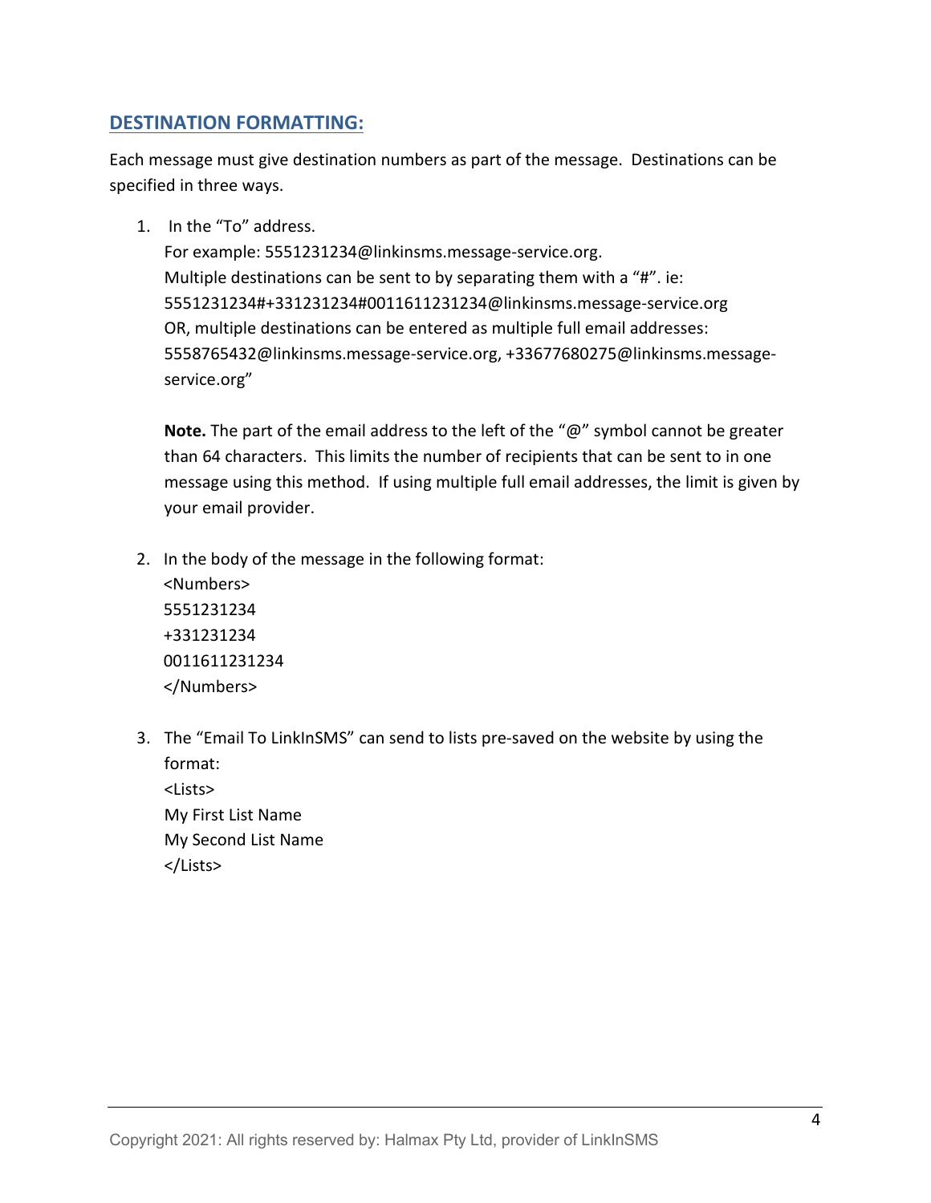## DESTINATION FORMATTING:

Each message must give destination numbers as part of the message. Destinations can be specified in three ways.

1. In the "To" address.
   For example: 5551231234@linkinsms.message-service.org.
   Multiple destinations can be sent to by separating them with a "#". ie:
   5551231234#+331231234#0011611231234@linkinsms.message-service.org
   OR, multiple destinations can be entered as multiple full email addresses:
   5558765432@linkinsms.message-service.org, +33677680275@linkinsms.message-service.org"

   **Note.** The part of the email address to the left of the "@" symbol cannot be greater than 64 characters. This limits the number of recipients that can be sent to in one message using this method. If using multiple full email addresses, the limit is given by your email provider.

2. In the body of the message in the following format:
   <Numbers>
   5551231234
   +331231234
   0011611231234
   </Numbers>

3. The "Email To LinkInSMS" can send to lists pre-saved on the website by using the format:
   <Lists>
   My First List Name
   My Second List Name
   </Lists>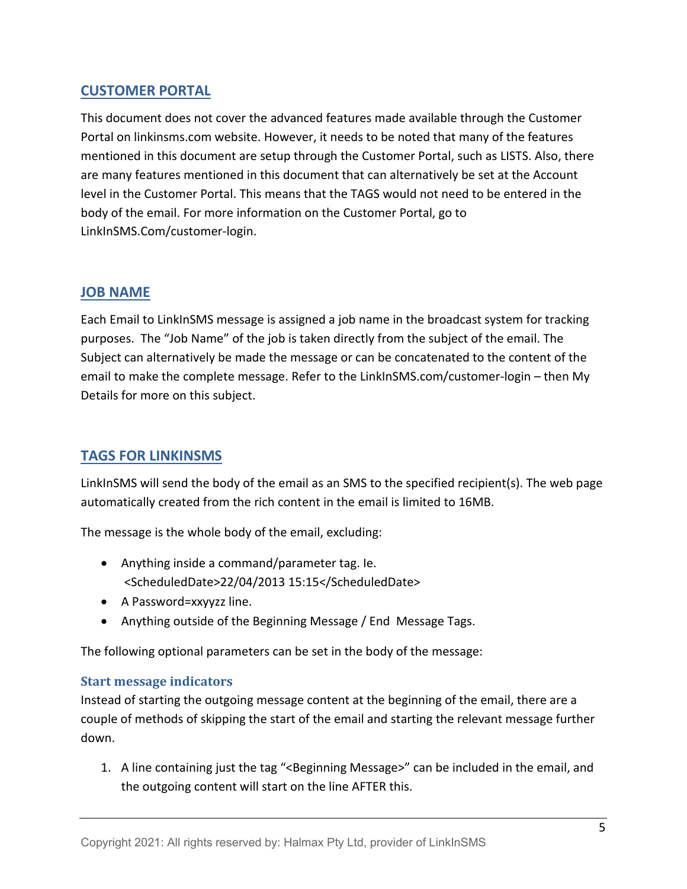## CUSTOMER PORTAL

This document does not cover the advanced features made available through the Customer Portal on linkinsms.com website. However, it needs to be noted that many of the features mentioned in this document are setup through the Customer Portal, such as LISTS. Also, there are many features mentioned in this document that can alternatively be set at the Account level in the Customer Portal. This means that the TAGS would not need to be entered in the body of the email. For more information on the Customer Portal, go to LinkInSMS.Com/customer-login.

## JOB NAME

Each Email to LinkInSMS message is assigned a job name in the broadcast system for tracking purposes. The "Job Name" of the job is taken directly from the subject of the email. The Subject can alternatively be made the message or can be concatenated to the content of the email to make the complete message. Refer to the LinkInSMS.com/customer-login – then My Details for more on this subject.

## TAGS FOR LINKINSMS

LinkInSMS will send the body of the email as an SMS to the specified recipient(s). The web page automatically created from the rich content in the email is limited to 16MB.

The message is the whole body of the email, excluding:

- Anything inside a command/parameter tag. Ie. <ScheduledDate>22/04/2013 15:15</ScheduledDate>
- A Password=xxyyzz line.
- Anything outside of the Beginning Message / End Message Tags.

The following optional parameters can be set in the body of the message:

### Start message indicators

Instead of starting the outgoing message content at the beginning of the email, there are a couple of methods of skipping the start of the email and starting the relevant message further down.

1. A line containing just the tag "<Beginning Message>" can be included in the email, and the outgoing content will start on the line AFTER this.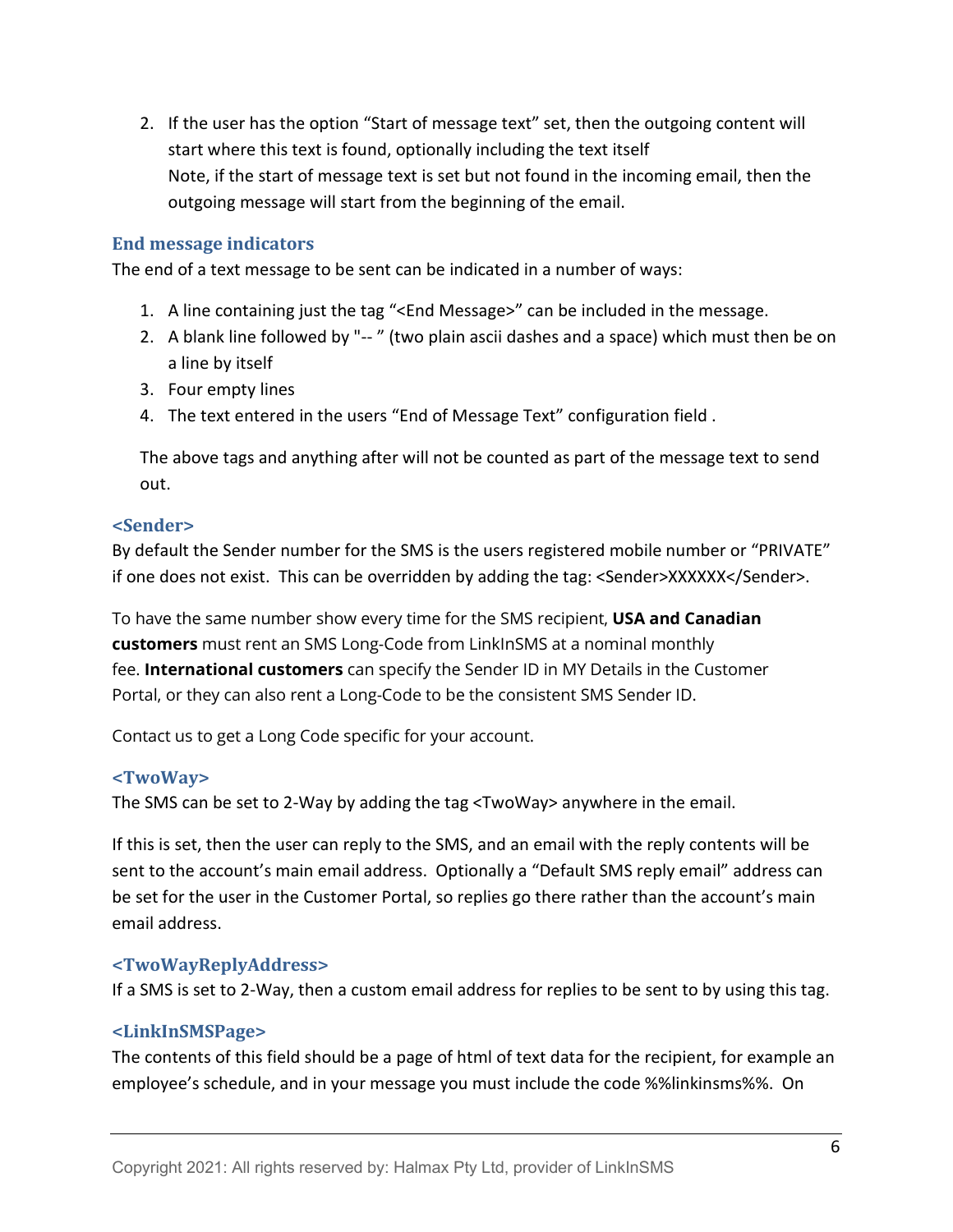2. If the user has the option “Start of message text” set, then the outgoing content will start where this text is found, optionally including the text itself
   Note, if the start of message text is set but not found in the incoming email, then the outgoing message will start from the beginning of the email.

### End message indicators

The end of a text message to be sent can be indicated in a number of ways:

1. A line containing just the tag “<End Message>” can be included in the message.
2. A blank line followed by "-- " (two plain ascii dashes and a space) which must then be on a line by itself
3. Four empty lines
4. The text entered in the users “End of Message Text” configuration field .

The above tags and anything after will not be counted as part of the message text to send out.

### <Sender>

By default the Sender number for the SMS is the users registered mobile number or “PRIVATE” if one does not exist. This can be overridden by adding the tag: <Sender>XXXXXX</Sender>.

To have the same number show every time for the SMS recipient, **USA and Canadian customers** must rent an SMS Long-Code from LinkInSMS at a nominal monthly fee. **International customers** can specify the Sender ID in MY Details in the Customer Portal, or they can also rent a Long-Code to be the consistent SMS Sender ID.

Contact us to get a Long Code specific for your account.

### <TwoWay>

The SMS can be set to 2-Way by adding the tag <TwoWay> anywhere in the email.

If this is set, then the user can reply to the SMS, and an email with the reply contents will be sent to the account’s main email address. Optionally a “Default SMS reply email” address can be set for the user in the Customer Portal, so replies go there rather than the account’s main email address.

### <TwoWayReplyAddress>

If a SMS is set to 2-Way, then a custom email address for replies to be sent to by using this tag.

### <LinkInSMSPage>

The contents of this field should be a page of html of text data for the recipient, for example an employee’s schedule, and in your message you must include the code %%linkinsms%%. On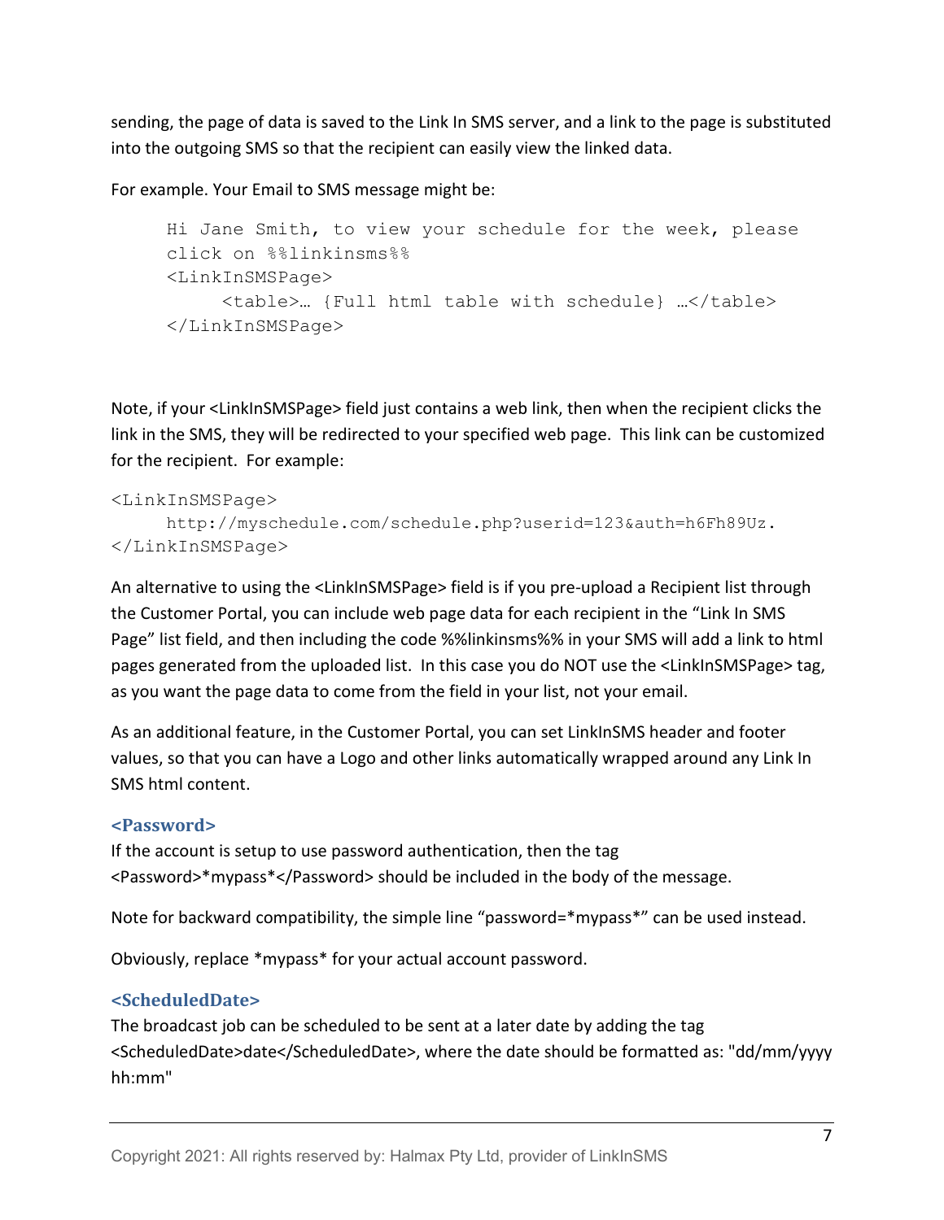sending, the page of data is saved to the Link In SMS server, and a link to the page is substituted into the outgoing SMS so that the recipient can easily view the linked data.

For example. Your Email to SMS message might be:

```
Hi Jane Smith, to view your schedule for the week, please
click on %%linkinsms%%
<LinkInSMSPage>
     <table>… {Full html table with schedule} …</table>
</LinkInSMSPage>
```

Note, if your <LinkInSMSPage> field just contains a web link, then when the recipient clicks the link in the SMS, they will be redirected to your specified web page. This link can be customized for the recipient. For example:

```
<LinkInSMSPage>
     http://myschedule.com/schedule.php?userid=123&auth=h6Fh89Uz.
</LinkInSMSPage>
```

An alternative to using the <LinkInSMSPage> field is if you pre-upload a Recipient list through the Customer Portal, you can include web page data for each recipient in the "Link In SMS Page" list field, and then including the code %%linkinsms%% in your SMS will add a link to html pages generated from the uploaded list. In this case you do NOT use the <LinkInSMSPage> tag, as you want the page data to come from the field in your list, not your email.

As an additional feature, in the Customer Portal, you can set LinkInSMS header and footer values, so that you can have a Logo and other links automatically wrapped around any Link In SMS html content.

### <Password>

If the account is setup to use password authentication, then the tag <Password>*mypass*</Password> should be included in the body of the message.

Note for backward compatibility, the simple line "password=*mypass*" can be used instead.

Obviously, replace *mypass* for your actual account password.

### <ScheduledDate>

The broadcast job can be scheduled to be sent at a later date by adding the tag <ScheduledDate>date</ScheduledDate>, where the date should be formatted as: "dd/mm/yyyy hh:mm"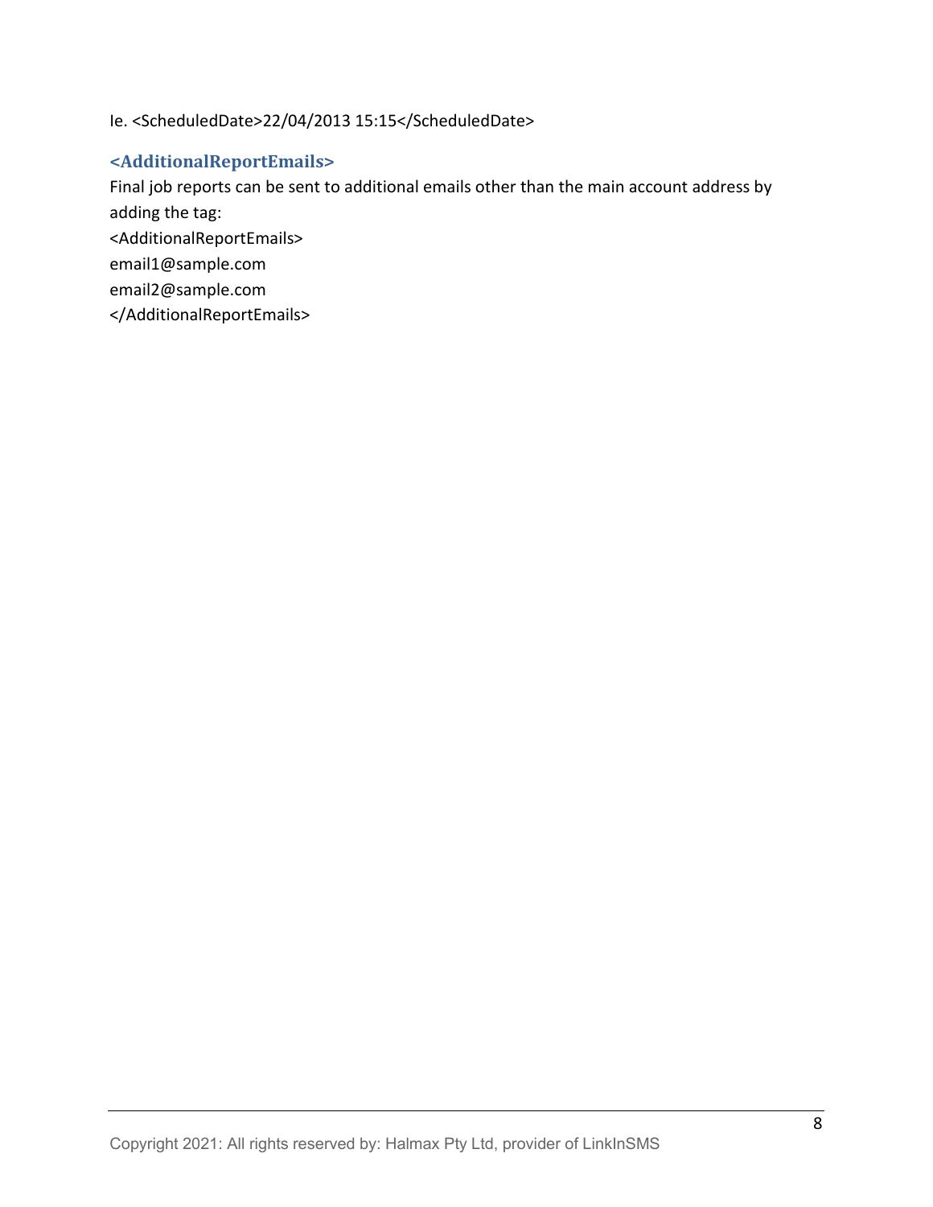Ie. <ScheduledDate>22/04/2013 15:15</ScheduledDate>

### <AdditionalReportEmails>

Final job reports can be sent to additional emails other than the main account address by adding the tag:

<AdditionalReportEmails>
email1@sample.com
email2@sample.com
</AdditionalReportEmails>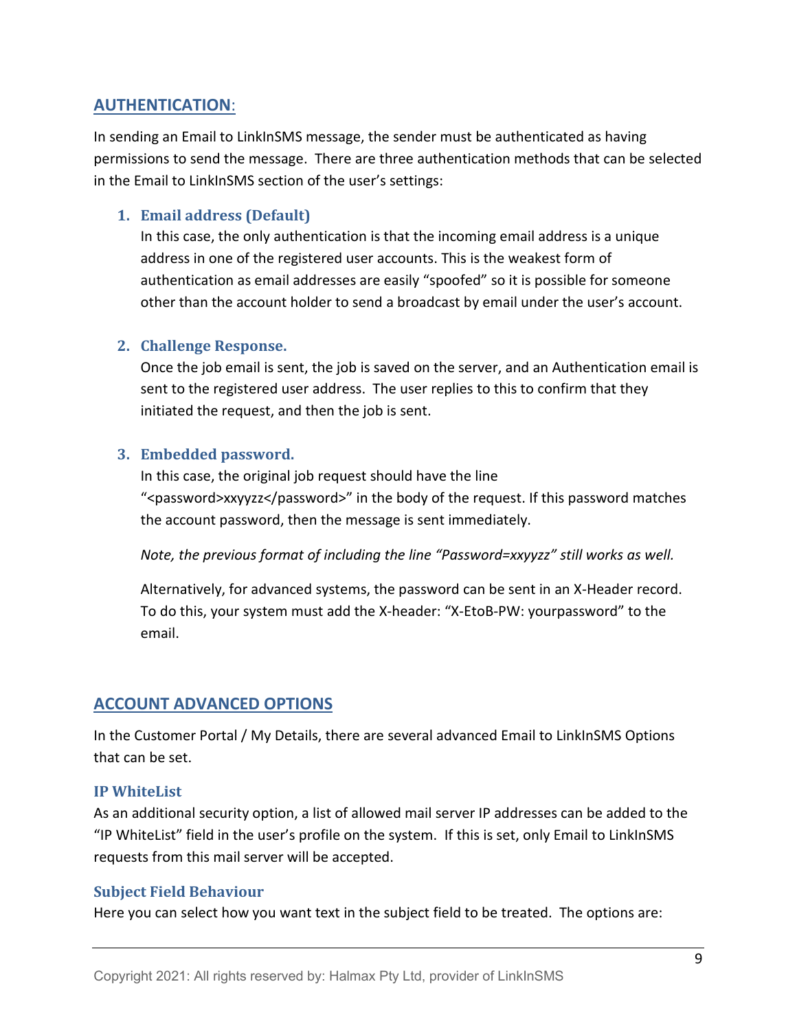## AUTHENTICATION:

In sending an Email to LinkInSMS message, the sender must be authenticated as having permissions to send the message. There are three authentication methods that can be selected in the Email to LinkInSMS section of the user's settings:

1. **Email address (Default)**
   In this case, the only authentication is that the incoming email address is a unique address in one of the registered user accounts. This is the weakest form of authentication as email addresses are easily "spoofed" so it is possible for someone other than the account holder to send a broadcast by email under the user's account.

2. **Challenge Response.**
   Once the job email is sent, the job is saved on the server, and an Authentication email is sent to the registered user address. The user replies to this to confirm that they initiated the request, and then the job is sent.

3. **Embedded password.**
   In this case, the original job request should have the line "<password>xxyyzz</password>" in the body of the request. If this password matches the account password, then the message is sent immediately.

   *Note, the previous format of including the line "Password=xxyyzz" still works as well.*

   Alternatively, for advanced systems, the password can be sent in an X-Header record. To do this, your system must add the X-header: "X-EtoB-PW: yourpassword" to the email.

## ACCOUNT ADVANCED OPTIONS

In the Customer Portal / My Details, there are several advanced Email to LinkInSMS Options that can be set.

### IP WhiteList

As an additional security option, a list of allowed mail server IP addresses can be added to the "IP WhiteList" field in the user's profile on the system. If this is set, only Email to LinkInSMS requests from this mail server will be accepted.

### Subject Field Behaviour

Here you can select how you want text in the subject field to be treated. The options are: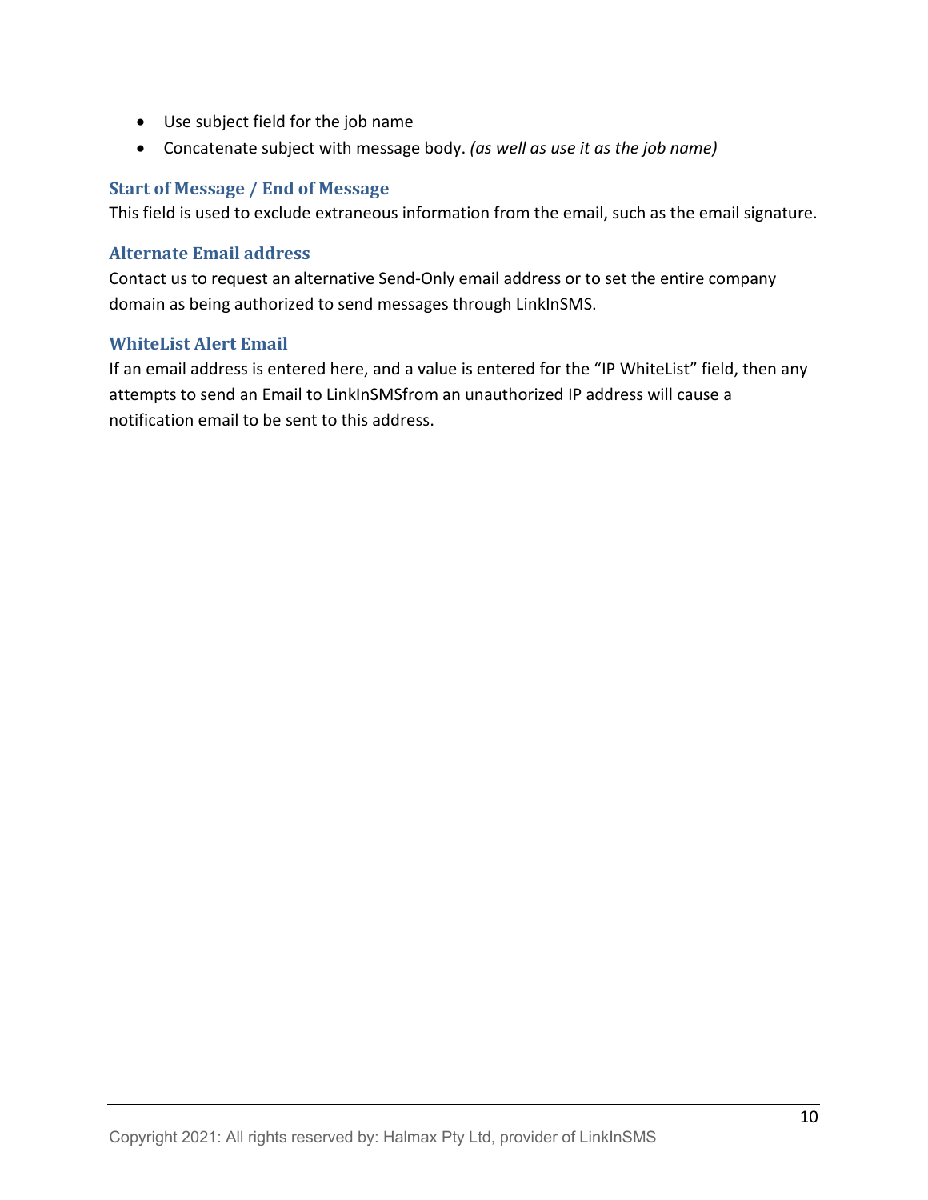- Use subject field for the job name
- Concatenate subject with message body. *(as well as use it as the job name)*

### Start of Message / End of Message

This field is used to exclude extraneous information from the email, such as the email signature.

### Alternate Email address

Contact us to request an alternative Send-Only email address or to set the entire company domain as being authorized to send messages through LinkInSMS.

### WhiteList Alert Email

If an email address is entered here, and a value is entered for the "IP WhiteList" field, then any attempts to send an Email to LinkInSMSfrom an unauthorized IP address will cause a notification email to be sent to this address.